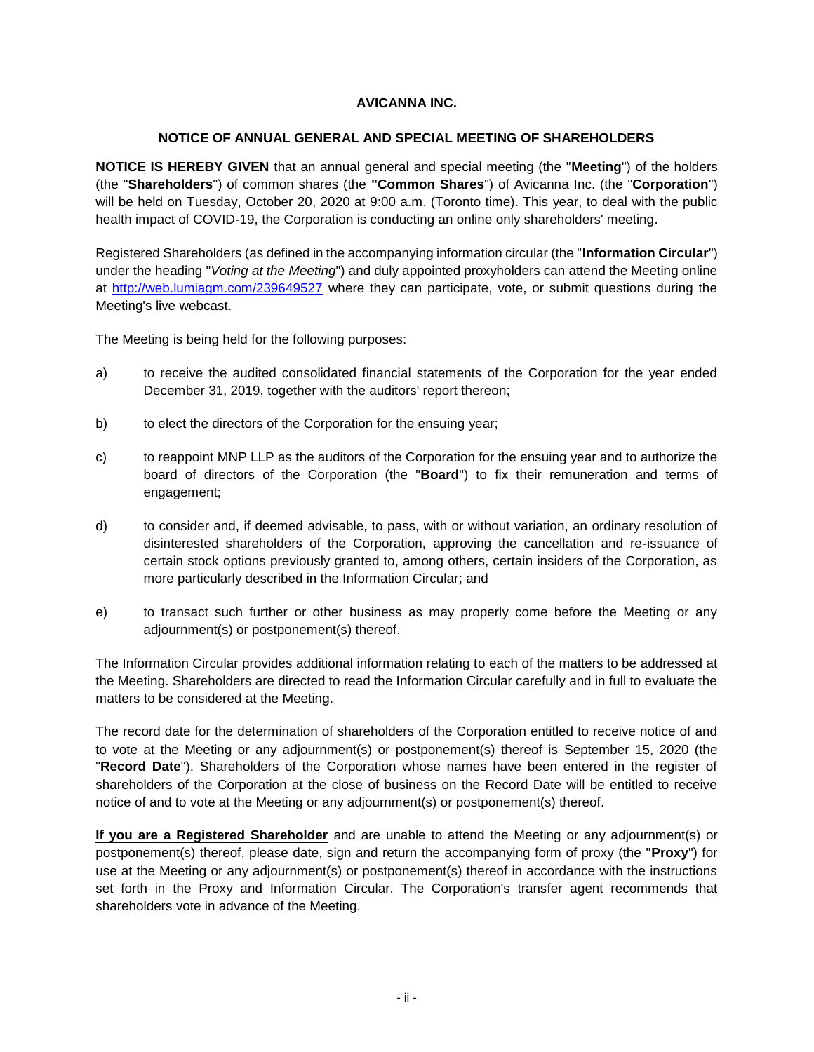# AVICANNA INC.

## NOTICE OF ANNUAL GENERAL AND SPECIAL MEETING OF SHAREHOLDERS

**NOTICE IS HEREBY GIVEN** that an annual general and special meeting (the "**Meeting**") of the holders (the "**Shareholders**") of common shares (the **"Common Shares**") of Avicanna Inc. (the "**Corporation**") will be held on Tuesday, October 20, 2020 at 9:00 a.m. (Toronto time). This year, to deal with the public health impact of COVID-19, the Corporation is conducting an online only shareholders' meeting.

Registered Shareholders (as defined in the accompanying information circular (the "**Information Circular**") under the heading "*Voting at the Meeting*") and duly appointed proxyholders can attend the Meeting online at http://web.lumiagm.com/239649527 where they can participate, vote, or submit questions during the Meeting's live webcast.

The Meeting is being held for the following purposes:

a) to receive the audited consolidated financial statements of the Corporation for the year ended December 31, 2019, together with the auditors' report thereon;

b) to elect the directors of the Corporation for the ensuing year;

c) to reappoint MNP LLP as the auditors of the Corporation for the ensuing year and to authorize the board of directors of the Corporation (the "**Board**") to fix their remuneration and terms of engagement;

d) to consider and, if deemed advisable, to pass, with or without variation, an ordinary resolution of disinterested shareholders of the Corporation, approving the cancellation and re-issuance of certain stock options previously granted to, among others, certain insiders of the Corporation, as more particularly described in the Information Circular; and

e) to transact such further or other business as may properly come before the Meeting or any adjournment(s) or postponement(s) thereof.

The Information Circular provides additional information relating to each of the matters to be addressed at the Meeting. Shareholders are directed to read the Information Circular carefully and in full to evaluate the matters to be considered at the Meeting.

The record date for the determination of shareholders of the Corporation entitled to receive notice of and to vote at the Meeting or any adjournment(s) or postponement(s) thereof is September 15, 2020 (the "**Record Date**"). Shareholders of the Corporation whose names have been entered in the register of shareholders of the Corporation at the close of business on the Record Date will be entitled to receive notice of and to vote at the Meeting or any adjournment(s) or postponement(s) thereof.

**If you are a Registered Shareholder** and are unable to attend the Meeting or any adjournment(s) or postponement(s) thereof, please date, sign and return the accompanying form of proxy (the "**Proxy**") for use at the Meeting or any adjournment(s) or postponement(s) thereof in accordance with the instructions set forth in the Proxy and Information Circular. The Corporation's transfer agent recommends that shareholders vote in advance of the Meeting.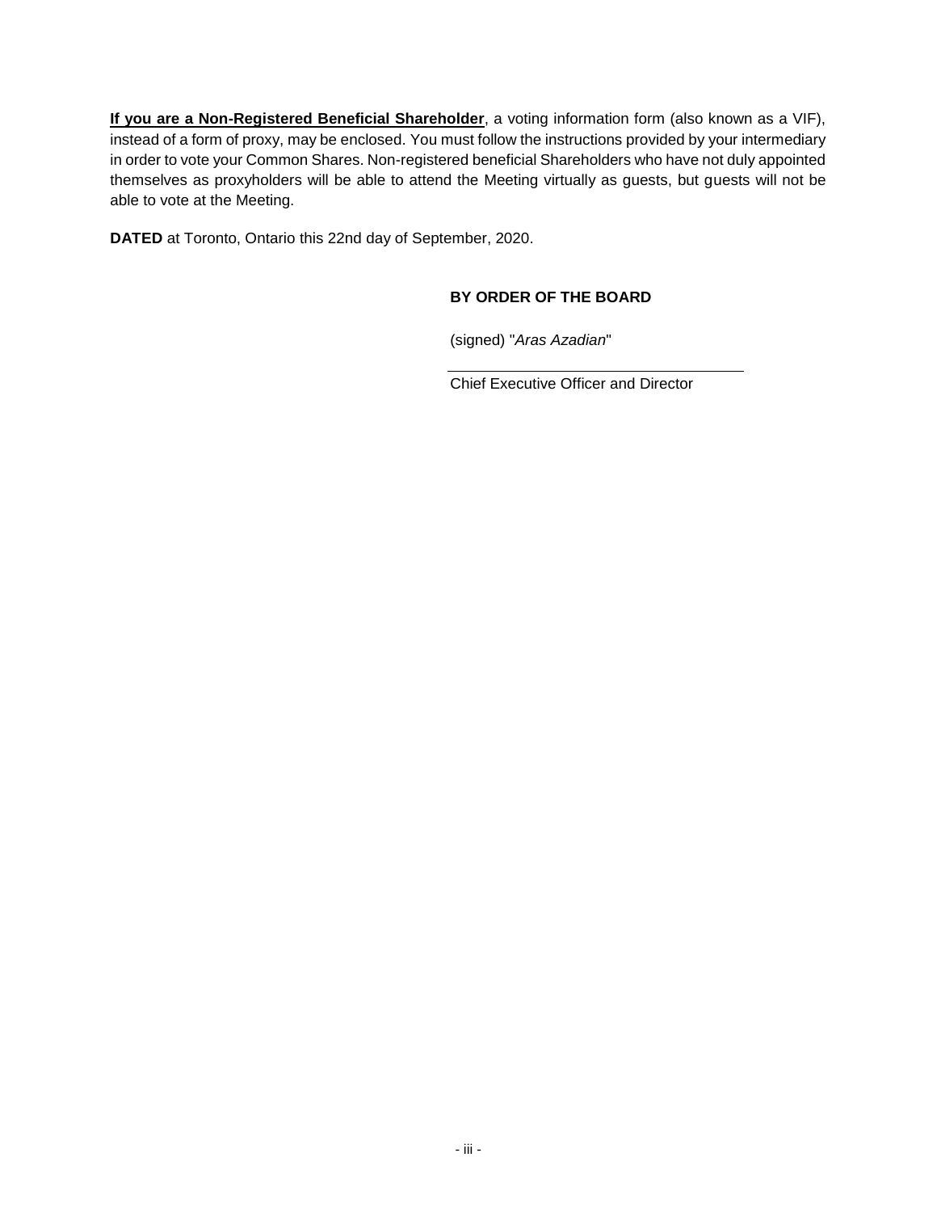**<u>If you are a Non-Registered Beneficial Shareholder</u>**, a voting information form (also known as a VIF), instead of a form of proxy, may be enclosed. You must follow the instructions provided by your intermediary in order to vote your Common Shares. Non-registered beneficial Shareholders who have not duly appointed themselves as proxyholders will be able to attend the Meeting virtually as guests, but guests will not be able to vote at the Meeting.

**DATED** at Toronto, Ontario this 22nd day of September, 2020.

**BY ORDER OF THE BOARD**

(signed) "*Aras Azadian*"

Chief Executive Officer and Director